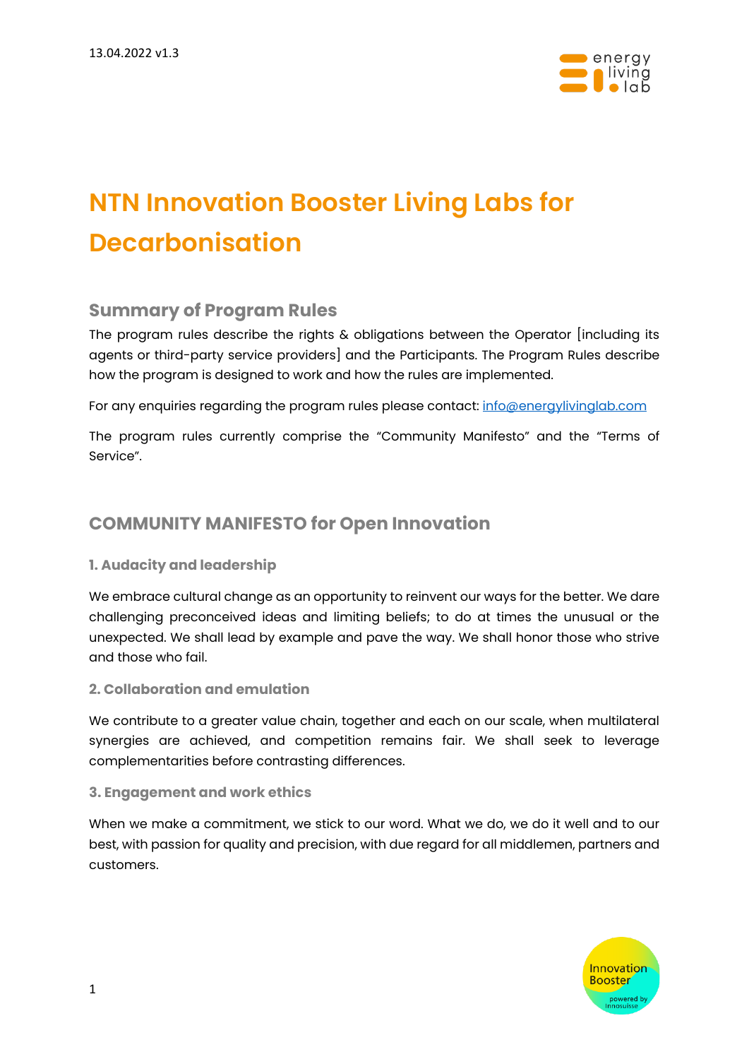13.04.2022 v1.3

# NTN Innovation Booster Living Labs for Decarbonisation

## Summary of Program Rules

The program rules describe the rights & obligations between the Operator [including its agents or third-party service providers] and the Participants. The Program Rules describe how the program is designed to work and how the rules are implemented.

For any enquiries regarding the program rules please contact: info@energylivinglab.com

The program rules currently comprise the "Community Manifesto" and the "Terms of Service".

## COMMUNITY MANIFESTO for Open Innovation

### 1. Audacity and leadership

We embrace cultural change as an opportunity to reinvent our ways for the better. We dare challenging preconceived ideas and limiting beliefs; to do at times the unusual or the unexpected. We shall lead by example and pave the way. We shall honor those who strive and those who fail.

### 2. Collaboration and emulation

We contribute to a greater value chain, together and each on our scale, when multilateral synergies are achieved, and competition remains fair. We shall seek to leverage complementarities before contrasting differences.

### 3. Engagement and work ethics

When we make a commitment, we stick to our word. What we do, we do it well and to our best, with passion for quality and precision, with due regard for all middlemen, partners and customers.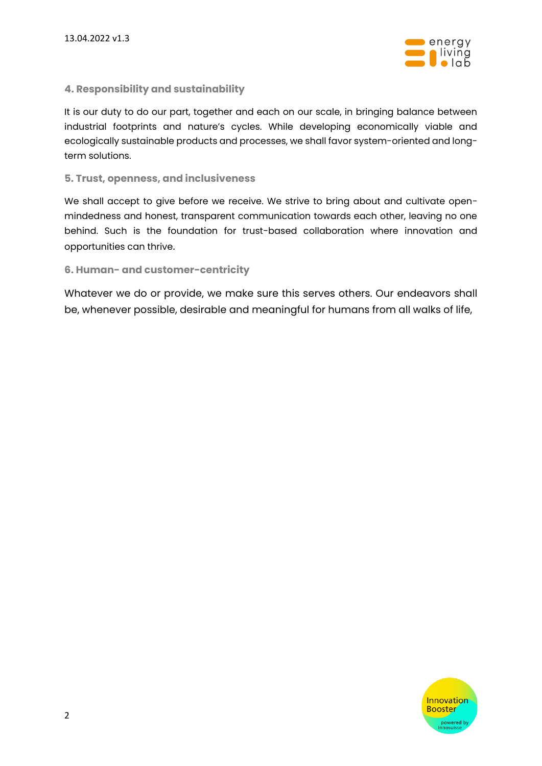### 4. Responsibility and sustainability

It is our duty to do our part, together and each on our scale, in bringing balance between industrial footprints and nature's cycles. While developing economically viable and ecologically sustainable products and processes, we shall favor system-oriented and long-term solutions.

### 5. Trust, openness, and inclusiveness

We shall accept to give before we receive. We strive to bring about and cultivate open-mindedness and honest, transparent communication towards each other, leaving no one behind. Such is the foundation for trust-based collaboration where innovation and opportunities can thrive.

### 6. Human- and customer-centricity

Whatever we do or provide, we make sure this serves others. Our endeavors shall be, whenever possible, desirable and meaningful for humans from all walks of life,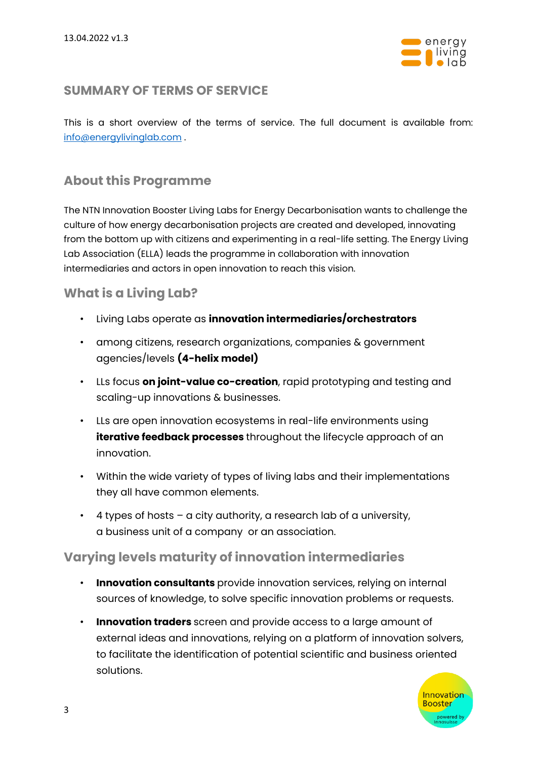## SUMMARY OF TERMS OF SERVICE

This is a short overview of the terms of service. The full document is available from: info@energylivinglab.com .

## About this Programme

The NTN Innovation Booster Living Labs for Energy Decarbonisation wants to challenge the culture of how energy decarbonisation projects are created and developed, innovating from the bottom up with citizens and experimenting in a real-life setting. The Energy Living Lab Association (ELLA) leads the programme in collaboration with innovation intermediaries and actors in open innovation to reach this vision.

## What is a Living Lab?

- Living Labs operate as **innovation intermediaries/orchestrators**
- among citizens, research organizations, companies & government agencies/levels **(4-helix model)**
- LLs focus **on joint-value co-creation**, rapid prototyping and testing and scaling-up innovations & businesses.
- LLs are open innovation ecosystems in real-life environments using **iterative feedback processes** throughout the lifecycle approach of an innovation.
- Within the wide variety of types of living labs and their implementations they all have common elements.
- 4 types of hosts – a city authority, a research lab of a university, a business unit of a company or an association.

## Varying levels maturity of innovation intermediaries

- **Innovation consultants** provide innovation services, relying on internal sources of knowledge, to solve specific innovation problems or requests.
- **Innovation traders** screen and provide access to a large amount of external ideas and innovations, relying on a platform of innovation solvers, to facilitate the identification of potential scientific and business oriented solutions.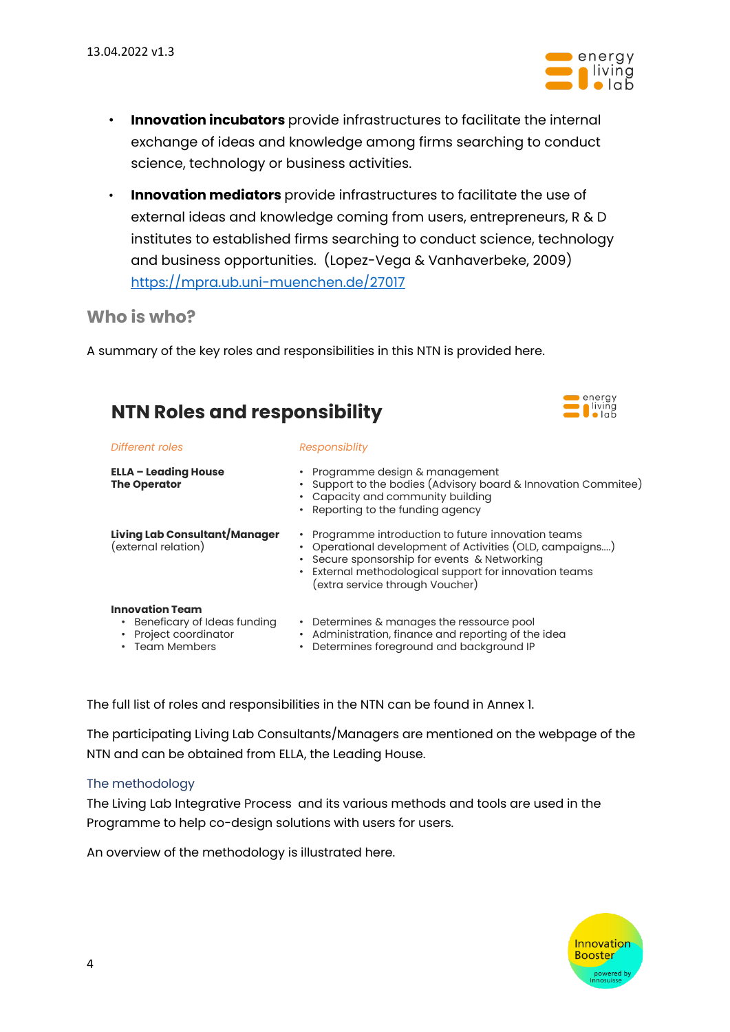- **Innovation incubators** provide infrastructures to facilitate the internal exchange of ideas and knowledge among firms searching to conduct science, technology or business activities.
- **Innovation mediators** provide infrastructures to facilitate the use of external ideas and knowledge coming from users, entrepreneurs, R & D institutes to established firms searching to conduct science, technology and business opportunities. (Lopez-Vega & Vanhaverbeke, 2009) https://mpra.ub.uni-muenchen.de/27017

## Who is who?

A summary of the key roles and responsibilities in this NTN is provided here.

### NTN Roles and responsibility

| *Different roles* | *Responsiblity* |
|---|---|
| **ELLA – Leading House**<br>**The Operator** | • Programme design & management<br>• Support to the bodies (Advisory board & Innovation Commitee)<br>• Capacity and community building<br>• Reporting to the funding agency |
| **Living Lab Consultant/Manager**<br>(external relation) | • Programme introduction to future innovation teams<br>• Operational development of Activities (OLD, campaigns....)<br>• Secure sponsorship for events & Networking<br>• External methodological support for innovation teams (extra service through Voucher) |
| **Innovation Team**<br>• Beneficary of Ideas funding<br>• Project coordinator<br>• Team Members | • Determines & manages the ressource pool<br>• Administration, finance and reporting of the idea<br>• Determines foreground and background IP |

The full list of roles and responsibilities in the NTN can be found in Annex 1.

The participating Living Lab Consultants/Managers are mentioned on the webpage of the NTN and can be obtained from ELLA, the Leading House.

### The methodology

The Living Lab Integrative Process and its various methods and tools are used in the Programme to help co-design solutions with users for users.

An overview of the methodology is illustrated here.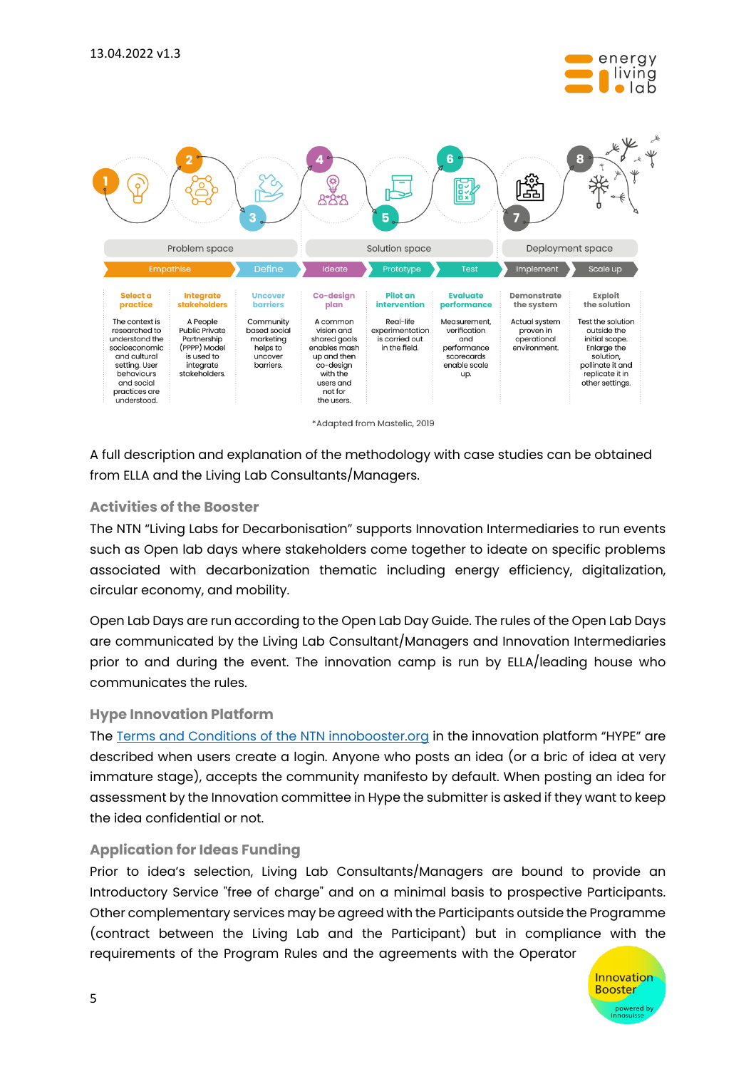| | 1 | 2 | 3 | 4 | 5 | 6 | 7 | 8 |
|---|---|---|---|---|---|---|---|---|
| Space | Problem space | | | Solution space | | | Deployment space | |
| Phase | Empathise | | Define | Ideate | Prototype | Test | Implement | Scale up |
| Step | **Select a practice** | **Integrate stakeholders** | **Uncover barriers** | **Co-design plan** | **Pilot an intervention** | **Evaluate performance** | **Demonstrate the system** | **Exploit the solution** |
| Description | The context is researched to understand the socioeconomic and cultural setting. User behaviours and social practices are understood. | A People Public Private Partnership (PPPP) Model is used to integrate stakeholders. | Community based social marketing helps to uncover barriers. | A common vision and shared goals enables mash up and then co-design with the users and not for the users. | Real-life experimentation is carried out in the field. | Measurement, verification and performance scorecards enable scale up. | Actual system proven in operational environment. | Test the solution outside the initial scope. Enlarge the solution, pollinate it and replicate it in other settings. |

*Adapted from Mastelic, 2019

A full description and explanation of the methodology with case studies can be obtained from ELLA and the Living Lab Consultants/Managers.

### Activities of the Booster

The NTN "Living Labs for Decarbonisation" supports Innovation Intermediaries to run events such as Open lab days where stakeholders come together to ideate on specific problems associated with decarbonization thematic including energy efficiency, digitalization, circular economy, and mobility.

Open Lab Days are run according to the Open Lab Day Guide. The rules of the Open Lab Days are communicated by the Living Lab Consultant/Managers and Innovation Intermediaries prior to and during the event. The innovation camp is run by ELLA/leading house who communicates the rules.

### Hype Innovation Platform

The Terms and Conditions of the NTN innobooster.org in the innovation platform "HYPE" are described when users create a login. Anyone who posts an idea (or a bric of idea at very immature stage), accepts the community manifesto by default. When posting an idea for assessment by the Innovation committee in Hype the submitter is asked if they want to keep the idea confidential or not.

### Application for Ideas Funding

Prior to idea's selection, Living Lab Consultants/Managers are bound to provide an Introductory Service "free of charge" and on a minimal basis to prospective Participants. Other complementary services may be agreed with the Participants outside the Programme (contract between the Living Lab and the Participant) but in compliance with the requirements of the Program Rules and the agreements with the Operator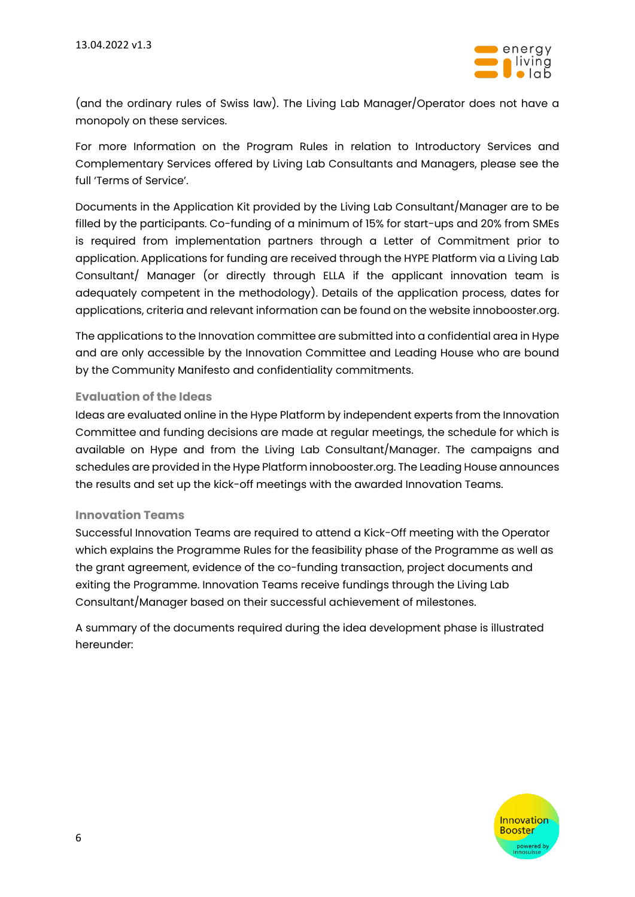(and the ordinary rules of Swiss law). The Living Lab Manager/Operator does not have a monopoly on these services.

For more Information on the Program Rules in relation to Introductory Services and Complementary Services offered by Living Lab Consultants and Managers, please see the full 'Terms of Service'.

Documents in the Application Kit provided by the Living Lab Consultant/Manager are to be filled by the participants. Co-funding of a minimum of 15% for start-ups and 20% from SMEs is required from implementation partners through a Letter of Commitment prior to application. Applications for funding are received through the HYPE Platform via a Living Lab Consultant/ Manager (or directly through ELLA if the applicant innovation team is adequately competent in the methodology). Details of the application process, dates for applications, criteria and relevant information can be found on the website innobooster.org.

The applications to the Innovation committee are submitted into a confidential area in Hype and are only accessible by the Innovation Committee and Leading House who are bound by the Community Manifesto and confidentiality commitments.

### Evaluation of the Ideas

Ideas are evaluated online in the Hype Platform by independent experts from the Innovation Committee and funding decisions are made at regular meetings, the schedule for which is available on Hype and from the Living Lab Consultant/Manager. The campaigns and schedules are provided in the Hype Platform innobooster.org. The Leading House announces the results and set up the kick-off meetings with the awarded Innovation Teams.

### Innovation Teams

Successful Innovation Teams are required to attend a Kick-Off meeting with the Operator which explains the Programme Rules for the feasibility phase of the Programme as well as the grant agreement, evidence of the co-funding transaction, project documents and exiting the Programme. Innovation Teams receive fundings through the Living Lab Consultant/Manager based on their successful achievement of milestones.

A summary of the documents required during the idea development phase is illustrated hereunder: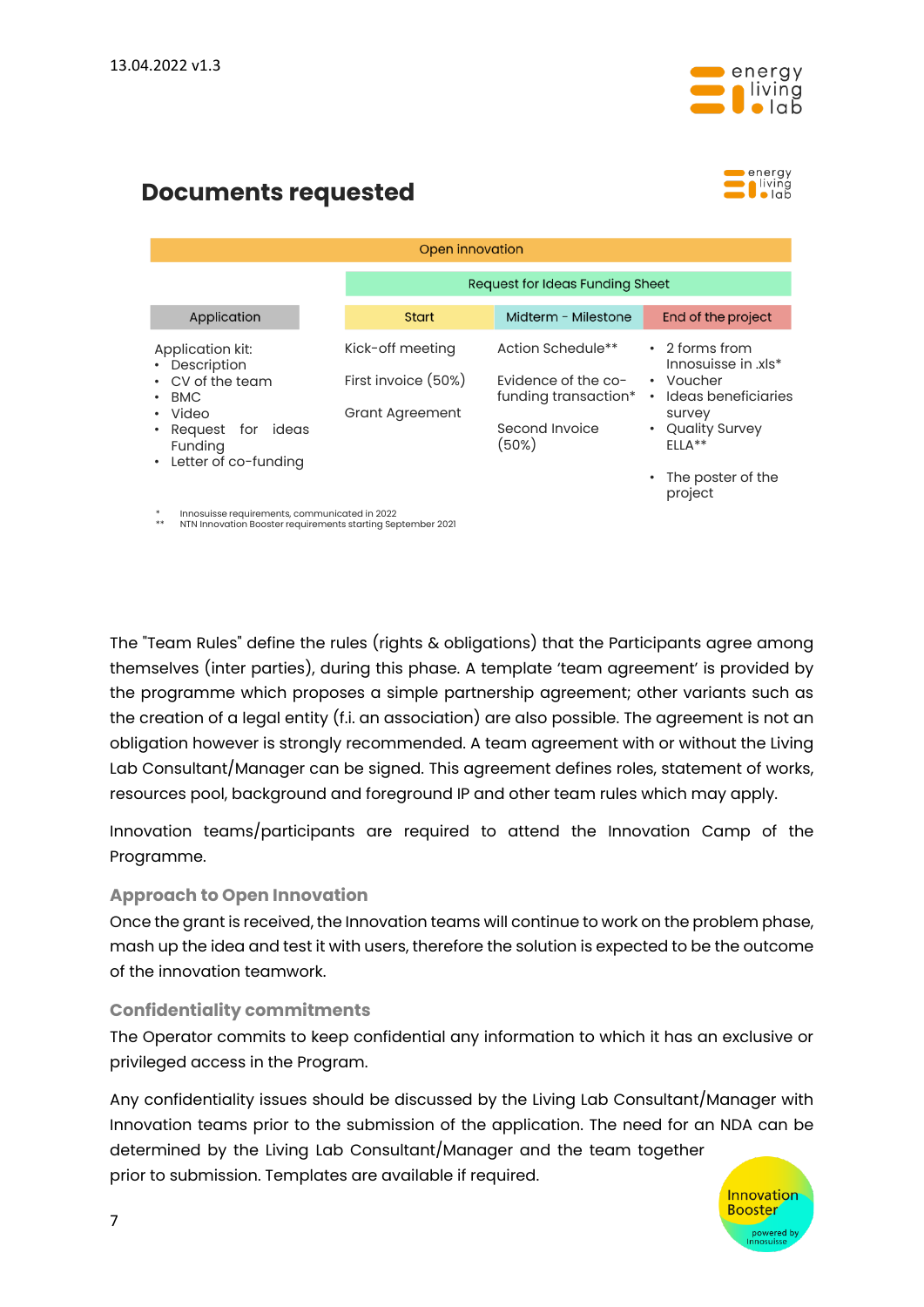13.04.2022 v1.3

## Documents requested

| Open innovation | | | |
|---|---|---|---|
| | Request for Ideas Funding Sheet | | |
| Application | Start | Midterm - Milestone | End of the project |
| Application kit:<br>• Description<br>• CV of the team<br>• BMC<br>• Video<br>• Request for ideas Funding<br>• Letter of co-funding | Kick-off meeting<br><br>First invoice (50%)<br><br>Grant Agreement | Action Schedule**<br><br>Evidence of the co-funding transaction*<br><br>Second Invoice (50%) | • 2 forms from Innosuisse in .xls*<br>• Voucher<br>• Ideas beneficiaries survey<br>• Quality Survey ELLA**<br><br>• The poster of the project |

\* Innosuisse requirements, communicated in 2022
** NTN Innovation Booster requirements starting September 2021

The "Team Rules" define the rules (rights & obligations) that the Participants agree among themselves (inter parties), during this phase. A template 'team agreement' is provided by the programme which proposes a simple partnership agreement; other variants such as the creation of a legal entity (f.i. an association) are also possible. The agreement is not an obligation however is strongly recommended. A team agreement with or without the Living Lab Consultant/Manager can be signed. This agreement defines roles, statement of works, resources pool, background and foreground IP and other team rules which may apply.

Innovation teams/participants are required to attend the Innovation Camp of the Programme.

### Approach to Open Innovation

Once the grant is received, the Innovation teams will continue to work on the problem phase, mash up the idea and test it with users, therefore the solution is expected to be the outcome of the innovation teamwork.

### Confidentiality commitments

The Operator commits to keep confidential any information to which it has an exclusive or privileged access in the Program.

Any confidentiality issues should be discussed by the Living Lab Consultant/Manager with Innovation teams prior to the submission of the application. The need for an NDA can be determined by the Living Lab Consultant/Manager and the team together prior to submission. Templates are available if required.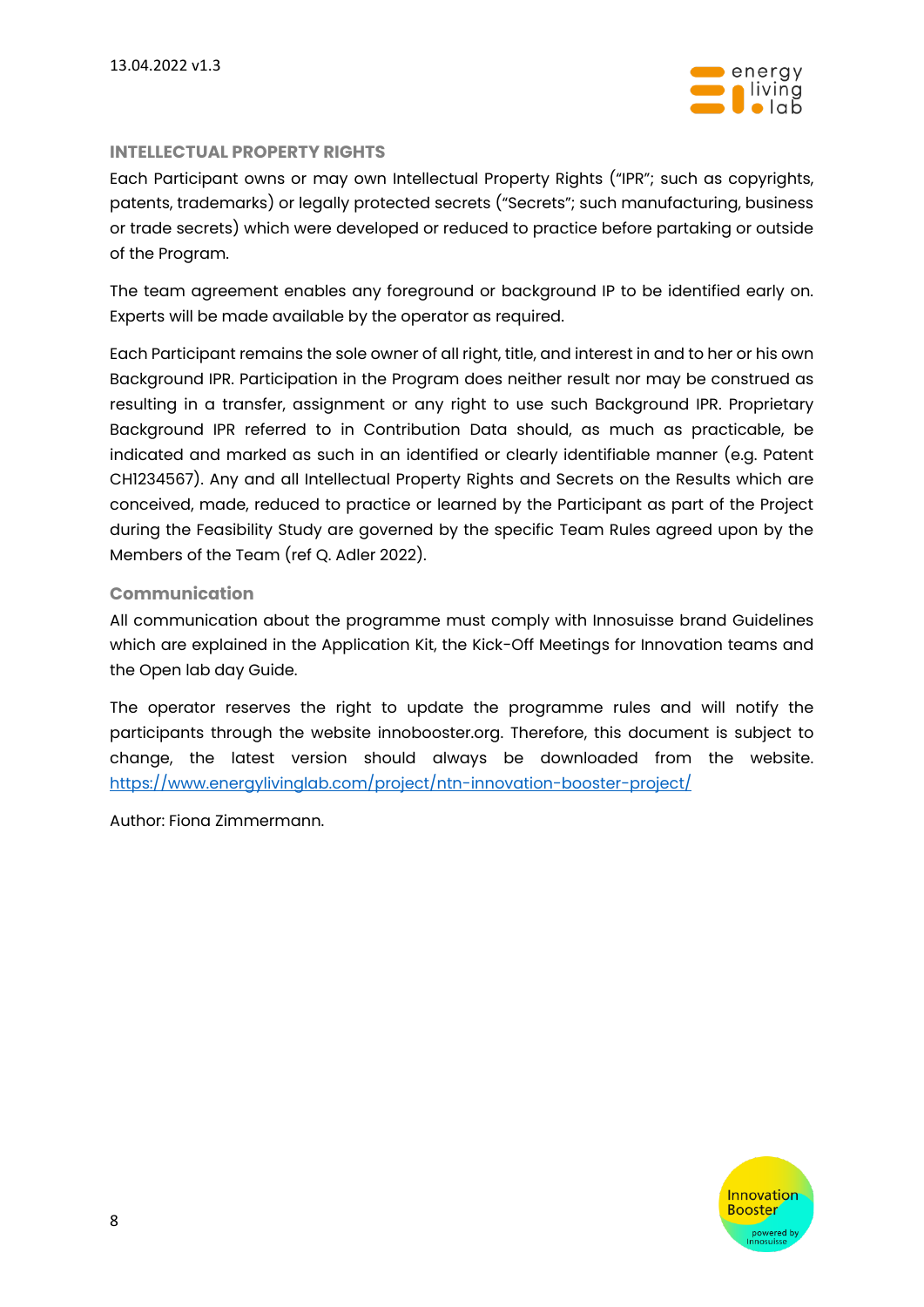## INTELLECTUAL PROPERTY RIGHTS

Each Participant owns or may own Intellectual Property Rights ("IPR"; such as copyrights, patents, trademarks) or legally protected secrets ("Secrets"; such manufacturing, business or trade secrets) which were developed or reduced to practice before partaking or outside of the Program.

The team agreement enables any foreground or background IP to be identified early on. Experts will be made available by the operator as required.

Each Participant remains the sole owner of all right, title, and interest in and to her or his own Background IPR. Participation in the Program does neither result nor may be construed as resulting in a transfer, assignment or any right to use such Background IPR. Proprietary Background IPR referred to in Contribution Data should, as much as practicable, be indicated and marked as such in an identified or clearly identifiable manner (e.g. Patent CH1234567). Any and all Intellectual Property Rights and Secrets on the Results which are conceived, made, reduced to practice or learned by the Participant as part of the Project during the Feasibility Study are governed by the specific Team Rules agreed upon by the Members of the Team (ref Q. Adler 2022).

### Communication

All communication about the programme must comply with Innosuisse brand Guidelines which are explained in the Application Kit, the Kick-Off Meetings for Innovation teams and the Open lab day Guide.

The operator reserves the right to update the programme rules and will notify the participants through the website innobooster.org. Therefore, this document is subject to change, the latest version should always be downloaded from the website. https://www.energylivinglab.com/project/ntn-innovation-booster-project/

Author: Fiona Zimmermann.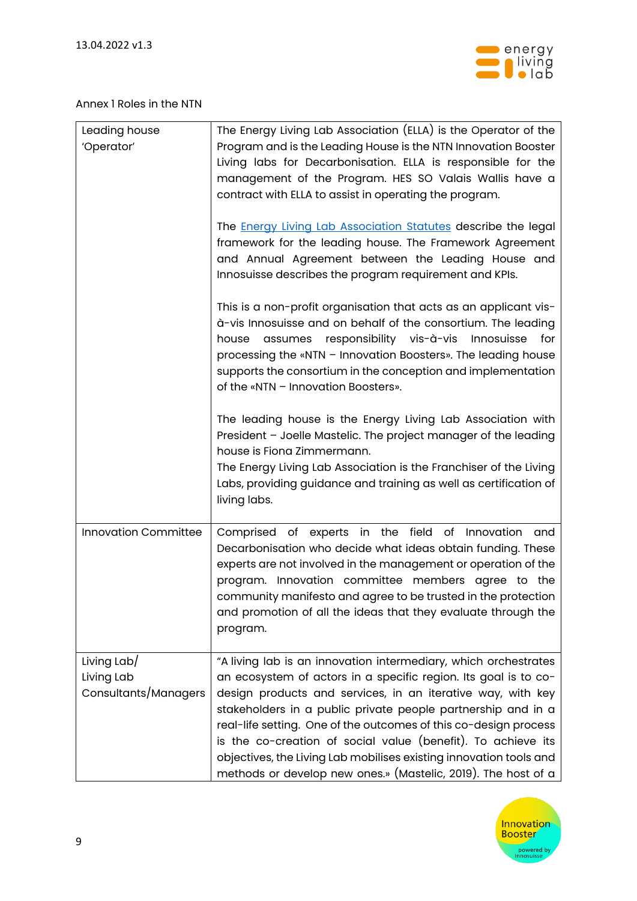Annex 1 Roles in the NTN

| | |
|---|---|
| Leading house 'Operator' | The Energy Living Lab Association (ELLA) is the Operator of the Program and is the Leading House is the NTN Innovation Booster Living labs for Decarbonisation. ELLA is responsible for the management of the Program. HES SO Valais Wallis have a contract with ELLA to assist in operating the program.<br><br>The [Energy Living Lab Association Statutes]() describe the legal framework for the leading house. The Framework Agreement and Annual Agreement between the Leading House and Innosuisse describes the program requirement and KPIs.<br><br>This is a non-profit organisation that acts as an applicant vis-à-vis Innosuisse and on behalf of the consortium. The leading house assumes responsibility vis-à-vis Innosuisse for processing the «NTN – Innovation Boosters». The leading house supports the consortium in the conception and implementation of the «NTN – Innovation Boosters».<br><br>The leading house is the Energy Living Lab Association with President – Joelle Mastelic. The project manager of the leading house is Fiona Zimmermann.<br>The Energy Living Lab Association is the Franchiser of the Living Labs, providing guidance and training as well as certification of living labs. |
| Innovation Committee | Comprised of experts in the field of Innovation and Decarbonisation who decide what ideas obtain funding. These experts are not involved in the management or operation of the program. Innovation committee members agree to the community manifesto and agree to be trusted in the protection and promotion of all the ideas that they evaluate through the program. |
| Living Lab/<br>Living Lab Consultants/Managers | "A living lab is an innovation intermediary, which orchestrates an ecosystem of actors in a specific region. Its goal is to co-design products and services, in an iterative way, with key stakeholders in a public private people partnership and in a real-life setting. One of the outcomes of this co-design process is the co-creation of social value (benefit). To achieve its objectives, the Living Lab mobilises existing innovation tools and methods or develop new ones.» (Mastelic, 2019). The host of a |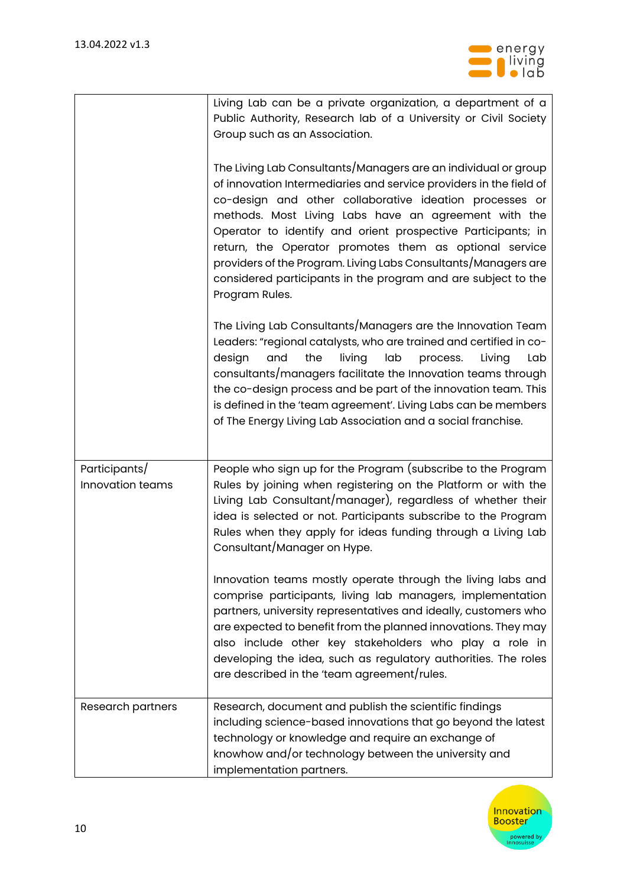| | |
|---|---|
| | Living Lab can be a private organization, a department of a Public Authority, Research lab of a University or Civil Society Group such as an Association.<br><br>The Living Lab Consultants/Managers are an individual or group of innovation Intermediaries and service providers in the field of co-design and other collaborative ideation processes or methods. Most Living Labs have an agreement with the Operator to identify and orient prospective Participants; in return, the Operator promotes them as optional service providers of the Program. Living Labs Consultants/Managers are considered participants in the program and are subject to the Program Rules.<br><br>The Living Lab Consultants/Managers are the Innovation Team Leaders: "regional catalysts, who are trained and certified in co-design and the living lab process. Living Lab consultants/managers facilitate the Innovation teams through the co-design process and be part of the innovation team. This is defined in the 'team agreement'. Living Labs can be members of The Energy Living Lab Association and a social franchise. |
| Participants/ Innovation teams | People who sign up for the Program (subscribe to the Program Rules by joining when registering on the Platform or with the Living Lab Consultant/manager), regardless of whether their idea is selected or not. Participants subscribe to the Program Rules when they apply for ideas funding through a Living Lab Consultant/Manager on Hype.<br><br>Innovation teams mostly operate through the living labs and comprise participants, living lab managers, implementation partners, university representatives and ideally, customers who are expected to benefit from the planned innovations. They may also include other key stakeholders who play a role in developing the idea, such as regulatory authorities. The roles are described in the 'team agreement/rules. |
| Research partners | Research, document and publish the scientific findings including science-based innovations that go beyond the latest technology or knowledge and require an exchange of knowhow and/or technology between the university and implementation partners. |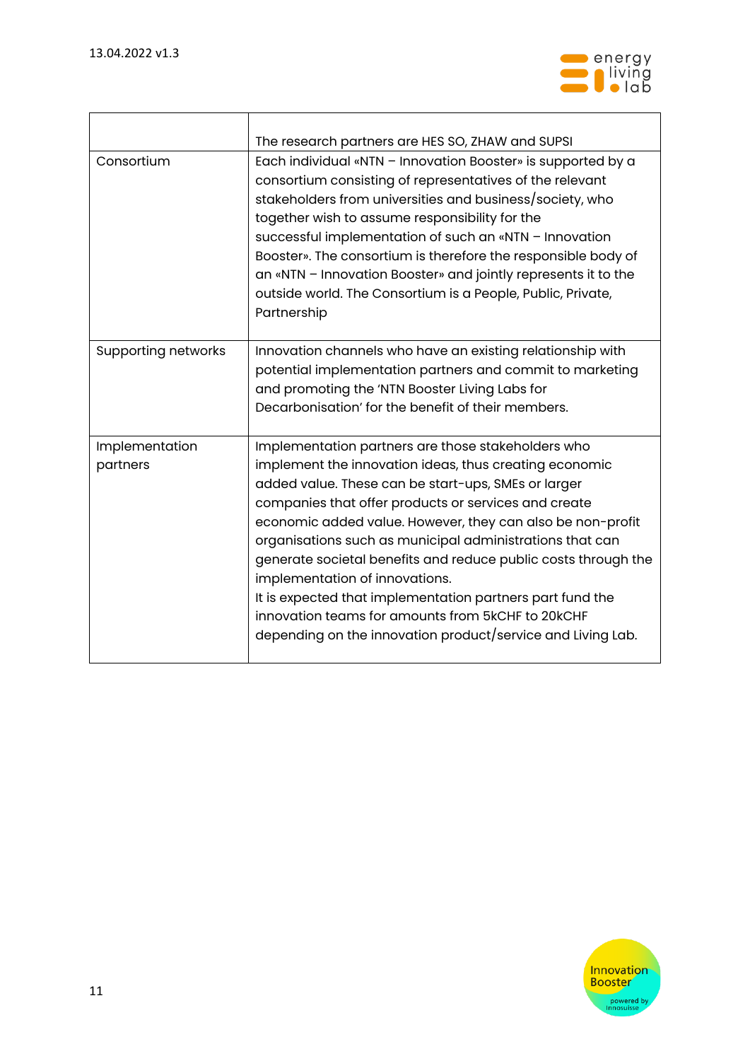| | |
|---|---|
| | The research partners are HES SO, ZHAW and SUPSI |
| Consortium | Each individual «NTN – Innovation Booster» is supported by a consortium consisting of representatives of the relevant stakeholders from universities and business/society, who together wish to assume responsibility for the successful implementation of such an «NTN – Innovation Booster». The consortium is therefore the responsible body of an «NTN – Innovation Booster» and jointly represents it to the outside world. The Consortium is a People, Public, Private, Partnership |
| Supporting networks | Innovation channels who have an existing relationship with potential implementation partners and commit to marketing and promoting the 'NTN Booster Living Labs for Decarbonisation' for the benefit of their members. |
| Implementation partners | Implementation partners are those stakeholders who implement the innovation ideas, thus creating economic added value. These can be start-ups, SMEs or larger companies that offer products or services and create economic added value. However, they can also be non-profit organisations such as municipal administrations that can generate societal benefits and reduce public costs through the implementation of innovations.<br>It is expected that implementation partners part fund the innovation teams for amounts from 5kCHF to 20kCHF depending on the innovation product/service and Living Lab. |